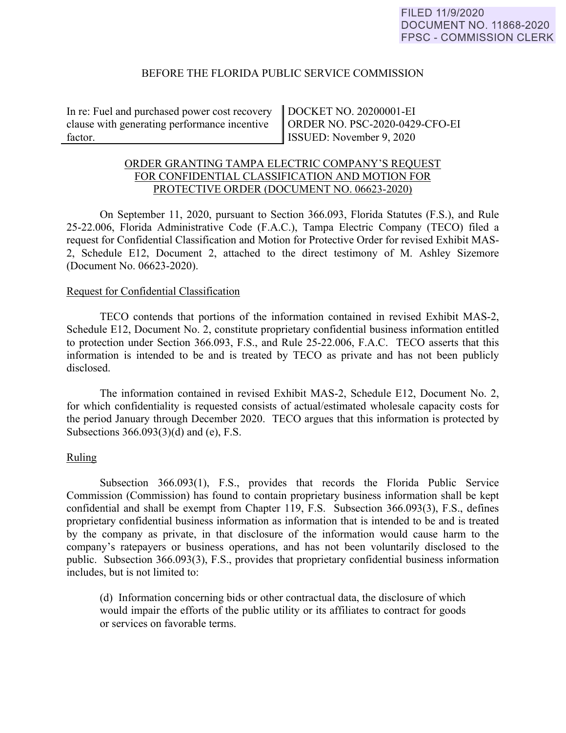FILED 11/9/2020
DOCUMENT NO. 11868-2020
FPSC - COMMISSION CLERK

BEFORE THE FLORIDA PUBLIC SERVICE COMMISSION

| In re: Fuel and purchased power cost recovery clause with generating performance incentive factor. | DOCKET NO. 20200001-EI<br>ORDER NO. PSC-2020-0429-CFO-EI<br>ISSUED: November 9, 2020 |
| --- | --- |

ORDER GRANTING TAMPA ELECTRIC COMPANY'S REQUEST FOR CONFIDENTIAL CLASSIFICATION AND MOTION FOR PROTECTIVE ORDER (DOCUMENT NO. 06623-2020)

On September 11, 2020, pursuant to Section 366.093, Florida Statutes (F.S.), and Rule 25-22.006, Florida Administrative Code (F.A.C.), Tampa Electric Company (TECO) filed a request for Confidential Classification and Motion for Protective Order for revised Exhibit MAS-2, Schedule E12, Document 2, attached to the direct testimony of M. Ashley Sizemore (Document No. 06623-2020).

Request for Confidential Classification

TECO contends that portions of the information contained in revised Exhibit MAS-2, Schedule E12, Document No. 2, constitute proprietary confidential business information entitled to protection under Section 366.093, F.S., and Rule 25-22.006, F.A.C. TECO asserts that this information is intended to be and is treated by TECO as private and has not been publicly disclosed.

The information contained in revised Exhibit MAS-2, Schedule E12, Document No. 2, for which confidentiality is requested consists of actual/estimated wholesale capacity costs for the period January through December 2020. TECO argues that this information is protected by Subsections 366.093(3)(d) and (e), F.S.

Ruling

Subsection 366.093(1), F.S., provides that records the Florida Public Service Commission (Commission) has found to contain proprietary business information shall be kept confidential and shall be exempt from Chapter 119, F.S. Subsection 366.093(3), F.S., defines proprietary confidential business information as information that is intended to be and is treated by the company as private, in that disclosure of the information would cause harm to the company's ratepayers or business operations, and has not been voluntarily disclosed to the public. Subsection 366.093(3), F.S., provides that proprietary confidential business information includes, but is not limited to:

> (d) Information concerning bids or other contractual data, the disclosure of which would impair the efforts of the public utility or its affiliates to contract for goods or services on favorable terms.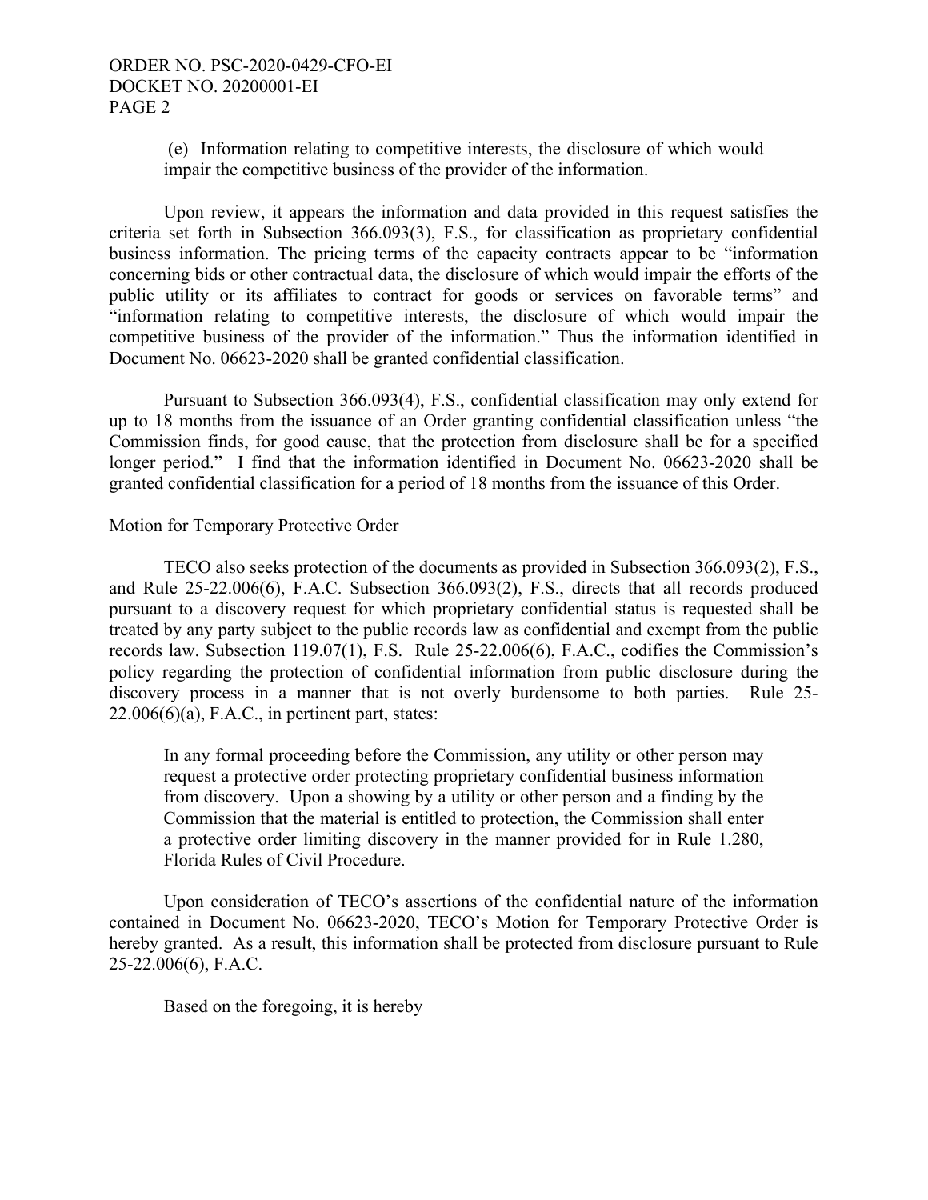(e) Information relating to competitive interests, the disclosure of which would impair the competitive business of the provider of the information.

Upon review, it appears the information and data provided in this request satisfies the criteria set forth in Subsection 366.093(3), F.S., for classification as proprietary confidential business information. The pricing terms of the capacity contracts appear to be "information concerning bids or other contractual data, the disclosure of which would impair the efforts of the public utility or its affiliates to contract for goods or services on favorable terms" and "information relating to competitive interests, the disclosure of which would impair the competitive business of the provider of the information." Thus the information identified in Document No. 06623-2020 shall be granted confidential classification.

Pursuant to Subsection 366.093(4), F.S., confidential classification may only extend for up to 18 months from the issuance of an Order granting confidential classification unless "the Commission finds, for good cause, that the protection from disclosure shall be for a specified longer period." I find that the information identified in Document No. 06623-2020 shall be granted confidential classification for a period of 18 months from the issuance of this Order.

Motion for Temporary Protective Order

TECO also seeks protection of the documents as provided in Subsection 366.093(2), F.S., and Rule 25-22.006(6), F.A.C. Subsection 366.093(2), F.S., directs that all records produced pursuant to a discovery request for which proprietary confidential status is requested shall be treated by any party subject to the public records law as confidential and exempt from the public records law. Subsection 119.07(1), F.S. Rule 25-22.006(6), F.A.C., codifies the Commission's policy regarding the protection of confidential information from public disclosure during the discovery process in a manner that is not overly burdensome to both parties. Rule 25-22.006(6)(a), F.A.C., in pertinent part, states:

> In any formal proceeding before the Commission, any utility or other person may request a protective order protecting proprietary confidential business information from discovery. Upon a showing by a utility or other person and a finding by the Commission that the material is entitled to protection, the Commission shall enter a protective order limiting discovery in the manner provided for in Rule 1.280, Florida Rules of Civil Procedure.

Upon consideration of TECO's assertions of the confidential nature of the information contained in Document No. 06623-2020, TECO's Motion for Temporary Protective Order is hereby granted. As a result, this information shall be protected from disclosure pursuant to Rule 25-22.006(6), F.A.C.

Based on the foregoing, it is hereby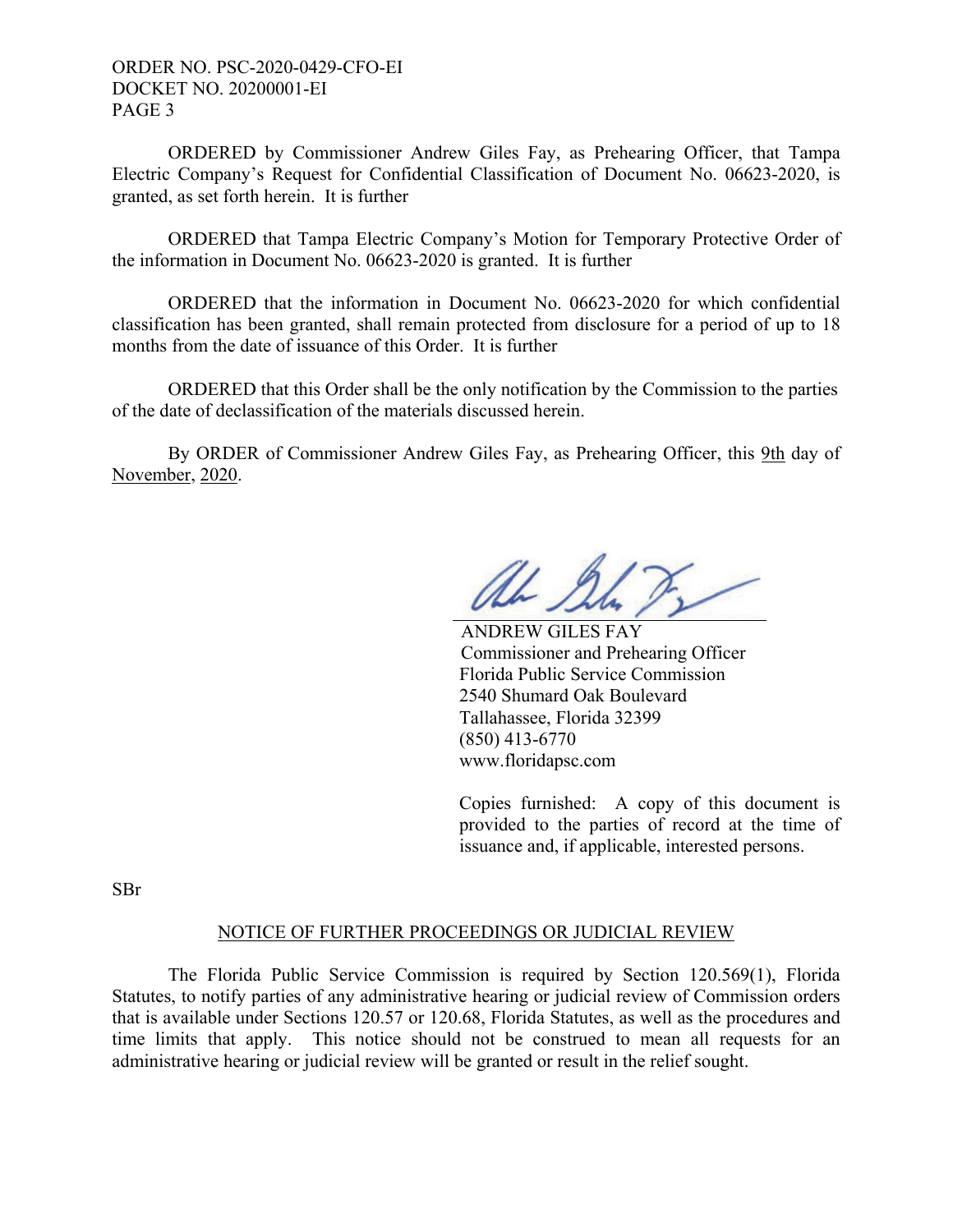ORDERED by Commissioner Andrew Giles Fay, as Prehearing Officer, that Tampa Electric Company's Request for Confidential Classification of Document No. 06623-2020, is granted, as set forth herein. It is further

ORDERED that Tampa Electric Company's Motion for Temporary Protective Order of the information in Document No. 06623-2020 is granted. It is further

ORDERED that the information in Document No. 06623-2020 for which confidential classification has been granted, shall remain protected from disclosure for a period of up to 18 months from the date of issuance of this Order. It is further

ORDERED that this Order shall be the only notification by the Commission to the parties of the date of declassification of the materials discussed herein.

By ORDER of Commissioner Andrew Giles Fay, as Prehearing Officer, this 9th day of November, 2020.

ANDREW GILES FAY
Commissioner and Prehearing Officer
Florida Public Service Commission
2540 Shumard Oak Boulevard
Tallahassee, Florida 32399
(850) 413-6770
www.floridapsc.com

Copies furnished: A copy of this document is provided to the parties of record at the time of issuance and, if applicable, interested persons.

SBr

NOTICE OF FURTHER PROCEEDINGS OR JUDICIAL REVIEW

The Florida Public Service Commission is required by Section 120.569(1), Florida Statutes, to notify parties of any administrative hearing or judicial review of Commission orders that is available under Sections 120.57 or 120.68, Florida Statutes, as well as the procedures and time limits that apply. This notice should not be construed to mean all requests for an administrative hearing or judicial review will be granted or result in the relief sought.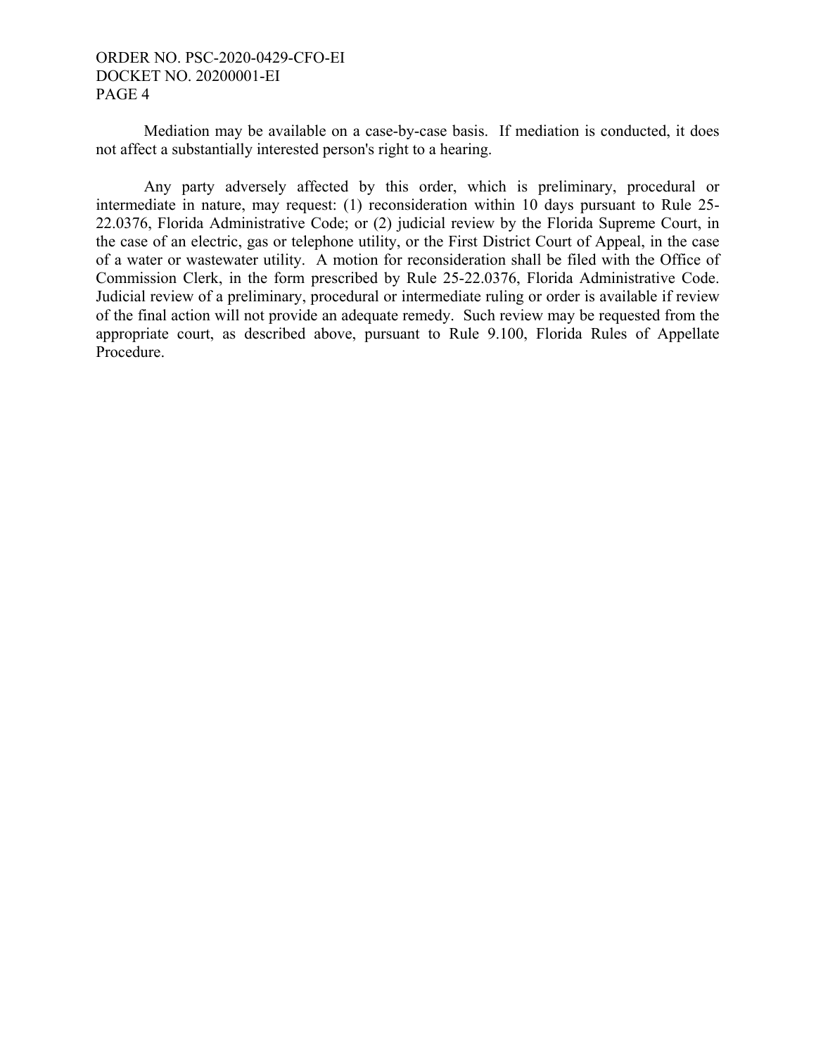Mediation may be available on a case-by-case basis. If mediation is conducted, it does not affect a substantially interested person's right to a hearing.

Any party adversely affected by this order, which is preliminary, procedural or intermediate in nature, may request: (1) reconsideration within 10 days pursuant to Rule 25-22.0376, Florida Administrative Code; or (2) judicial review by the Florida Supreme Court, in the case of an electric, gas or telephone utility, or the First District Court of Appeal, in the case of a water or wastewater utility. A motion for reconsideration shall be filed with the Office of Commission Clerk, in the form prescribed by Rule 25-22.0376, Florida Administrative Code. Judicial review of a preliminary, procedural or intermediate ruling or order is available if review of the final action will not provide an adequate remedy. Such review may be requested from the appropriate court, as described above, pursuant to Rule 9.100, Florida Rules of Appellate Procedure.